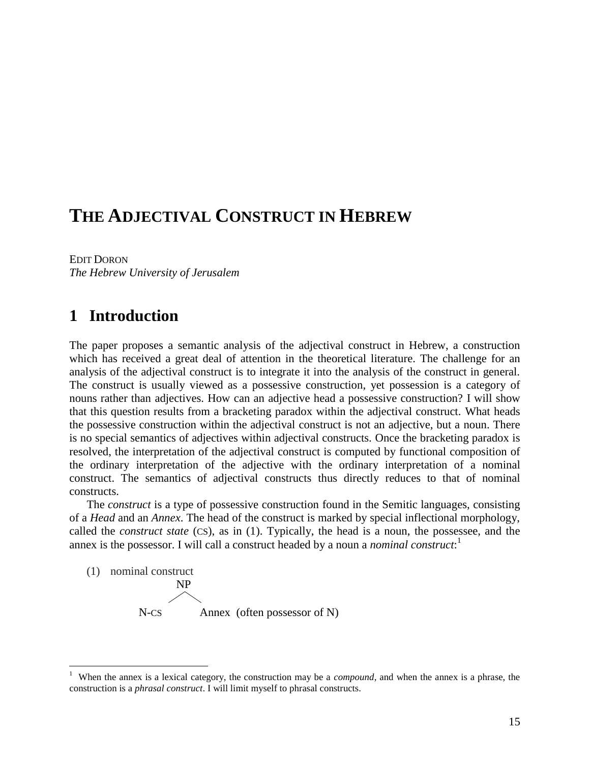# THE ADJECTIVAL CONSTRUCT IN HEBREW

EDIT DORON
*The Hebrew University of Jerusalem*

## 1 Introduction

The paper proposes a semantic analysis of the adjectival construct in Hebrew, a construction which has received a great deal of attention in the theoretical literature. The challenge for an analysis of the adjectival construct is to integrate it into the analysis of the construct in general. The construct is usually viewed as a possessive construction, yet possession is a category of nouns rather than adjectives. How can an adjective head a possessive construction? I will show that this question results from a bracketing paradox within the adjectival construct. What heads the possessive construction within the adjectival construct is not an adjective, but a noun. There is no special semantics of adjectives within adjectival constructs. Once the bracketing paradox is resolved, the interpretation of the adjectival construct is computed by functional composition of the ordinary interpretation of the adjective with the ordinary interpretation of a nominal construct. The semantics of adjectival constructs thus directly reduces to that of nominal constructs.

The *construct* is a type of possessive construction found in the Semitic languages, consisting of a *Head* and an *Annex*. The head of the construct is marked by special inflectional morphology, called the *construct state* (CS), as in (1). Typically, the head is a noun, the possessee, and the annex is the possessor. I will call a construct headed by a noun a *nominal construct*:[1]

(1) nominal construct

```
            NP
          /    \
     N-CS       Annex  (often possessor of N)
```

[1] When the annex is a lexical category, the construction may be a *compound*, and when the annex is a phrase, the construction is a *phrasal construct*. I will limit myself to phrasal constructs.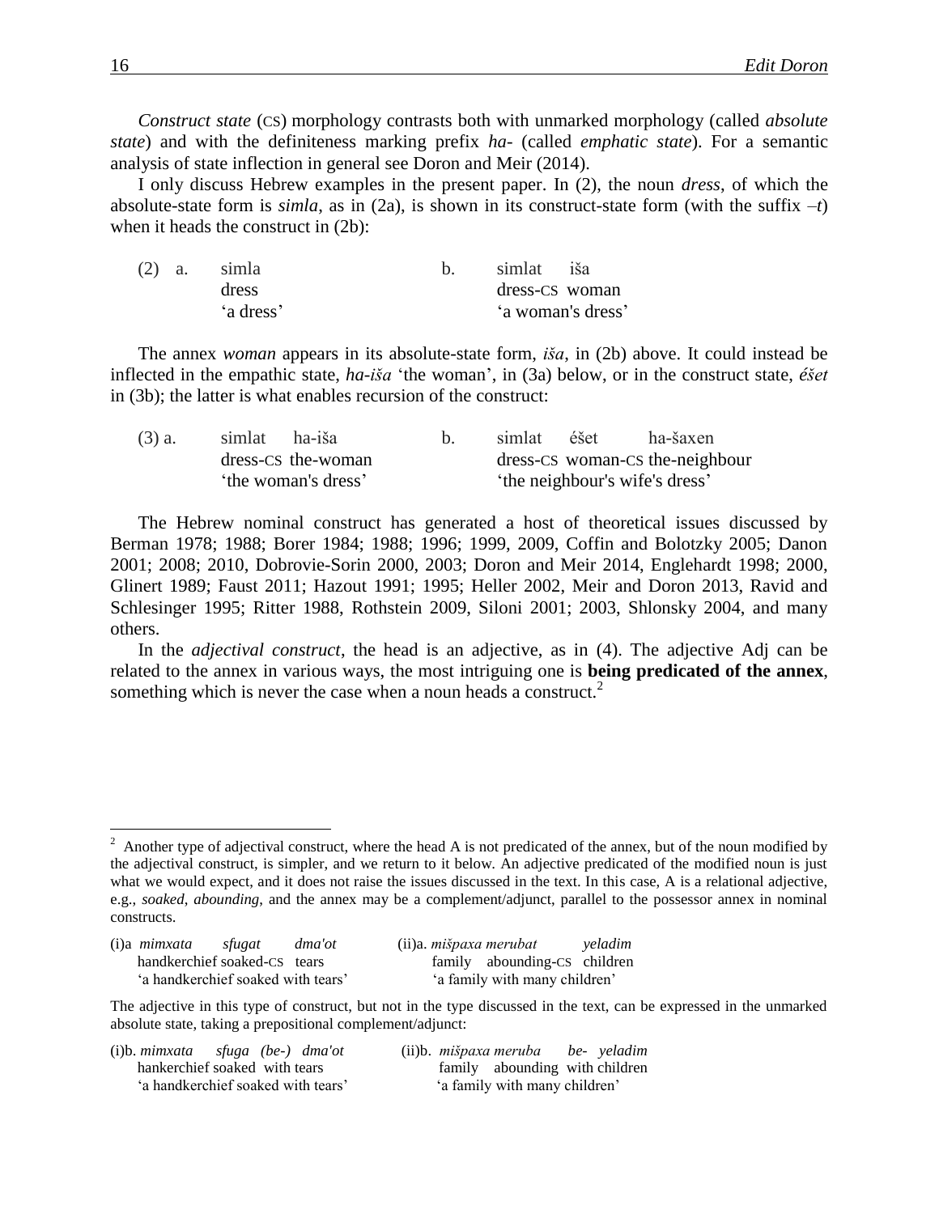*Construct state* (CS) morphology contrasts both with unmarked morphology (called *absolute state*) and with the definiteness marking prefix *ha-* (called *emphatic state*). For a semantic analysis of state inflection in general see Doron and Meir (2014).

I only discuss Hebrew examples in the present paper. In (2), the noun *dress*, of which the absolute-state form is *simla*, as in (2a), is shown in its construct-state form (with the suffix *–t*) when it heads the construct in (2b):

(2) a. simla
dress
'a dress'

b. simlat iša
dress-CS woman
'a woman's dress'

The annex *woman* appears in its absolute-state form, *iša*, in (2b) above. It could instead be inflected in the empathic state, *ha-iša* 'the woman', in (3a) below, or in the construct state, *éšet* in (3b); the latter is what enables recursion of the construct:

(3) a. simlat ha-iša
dress-CS the-woman
'the woman's dress'

b. simlat éšet ha-šaxen
dress-CS woman-CS the-neighbour
'the neighbour's wife's dress'

The Hebrew nominal construct has generated a host of theoretical issues discussed by Berman 1978; 1988; Borer 1984; 1988; 1996; 1999, 2009, Coffin and Bolotzky 2005; Danon 2001; 2008; 2010, Dobrovie-Sorin 2000, 2003; Doron and Meir 2014, Englehardt 1998; 2000, Glinert 1989; Faust 2011; Hazout 1991; 1995; Heller 2002, Meir and Doron 2013, Ravid and Schlesinger 1995; Ritter 1988, Rothstein 2009, Siloni 2001; 2003, Shlonsky 2004, and many others.

In the *adjectival construct*, the head is an adjective, as in (4). The adjective Adj can be related to the annex in various ways, the most intriguing one is **being predicated of the annex**, something which is never the case when a noun heads a construct.[2]

---

[2] Another type of adjectival construct, where the head A is not predicated of the annex, but of the noun modified by the adjectival construct, is simpler, and we return to it below. An adjective predicated of the modified noun is just what we would expect, and it does not raise the issues discussed in the text. In this case, A is a relational adjective, e.g., *soaked*, *abounding*, and the annex may be a complement/adjunct, parallel to the possessor annex in nominal constructs.

(i)a *mimxata sfugat dma'ot*
handkerchief soaked-CS tears
'a handkerchief soaked with tears'

(ii)a. *mišpaxa merubat yeladim*
family abounding-CS children
'a family with many children'

The adjective in this type of construct, but not in the type discussed in the text, can be expressed in the unmarked absolute state, taking a prepositional complement/adjunct:

(i)b. *mimxata sfuga (be-) dma'ot*
hankerchief soaked with tears
'a handkerchief soaked with tears'

(ii)b. *mišpaxa meruba be- yeladim*
family abounding with children
'a family with many children'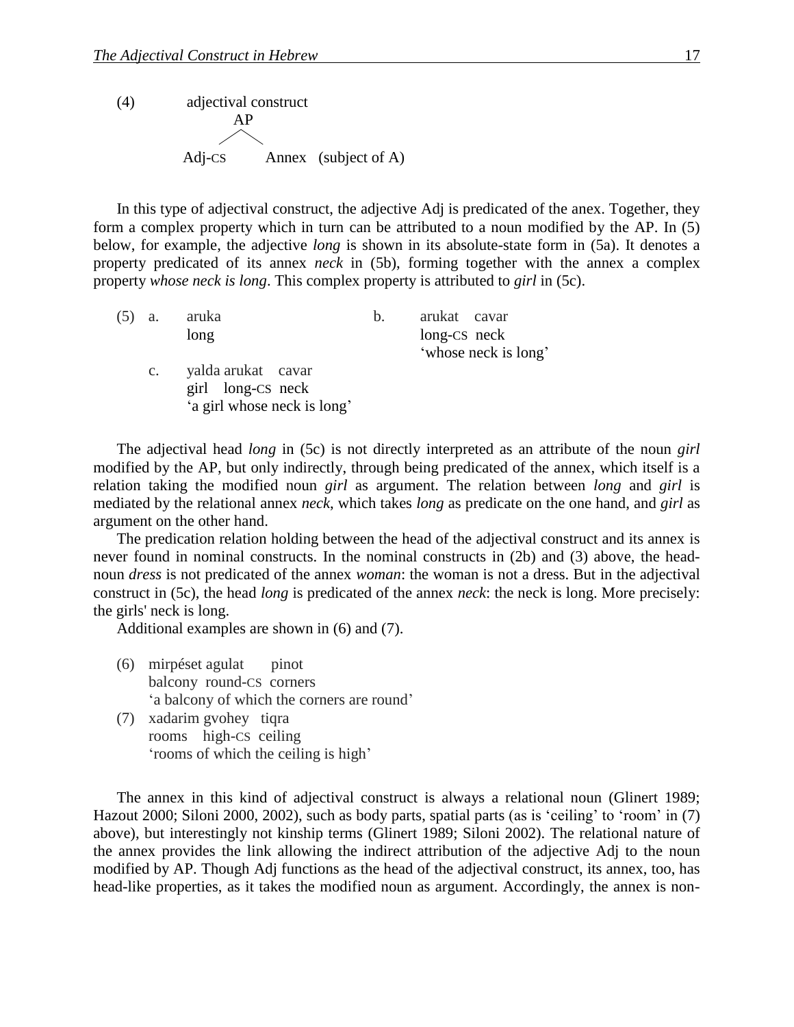(4) adjectival construct

```
        AP
       /  \
  Adj-CS    Annex   (subject of A)
```

In this type of adjectival construct, the adjective Adj is predicated of the anex. Together, they form a complex property which in turn can be attributed to a noun modified by the AP. In (5) below, for example, the adjective *long* is shown in its absolute-state form in (5a). It denotes a property predicated of its annex *neck* in (5b), forming together with the annex a complex property *whose neck is long*. This complex property is attributed to *girl* in (5c).

(5) a. aruka
long

b. arukat cavar
long-CS neck
'whose neck is long'

c. yalda arukat cavar
girl long-CS neck
'a girl whose neck is long'

The adjectival head *long* in (5c) is not directly interpreted as an attribute of the noun *girl* modified by the AP, but only indirectly, through being predicated of the annex, which itself is a relation taking the modified noun *girl* as argument. The relation between *long* and *girl* is mediated by the relational annex *neck*, which takes *long* as predicate on the one hand, and *girl* as argument on the other hand.

The predication relation holding between the head of the adjectival construct and its annex is never found in nominal constructs. In the nominal constructs in (2b) and (3) above, the head-noun *dress* is not predicated of the annex *woman*: the woman is not a dress. But in the adjectival construct in (5c), the head *long* is predicated of the annex *neck*: the neck is long. More precisely: the girls' neck is long.

Additional examples are shown in (6) and (7).

(6) mirpéset agulat pinot
balcony round-CS corners
'a balcony of which the corners are round'

(7) xadarim gvohey tiqra
rooms high-CS ceiling
'rooms of which the ceiling is high'

The annex in this kind of adjectival construct is always a relational noun (Glinert 1989; Hazout 2000; Siloni 2000, 2002), such as body parts, spatial parts (as is 'ceiling' to 'room' in (7) above), but interestingly not kinship terms (Glinert 1989; Siloni 2002). The relational nature of the annex provides the link allowing the indirect attribution of the adjective Adj to the noun modified by AP. Though Adj functions as the head of the adjectival construct, its annex, too, has head-like properties, as it takes the modified noun as argument. Accordingly, the annex is non-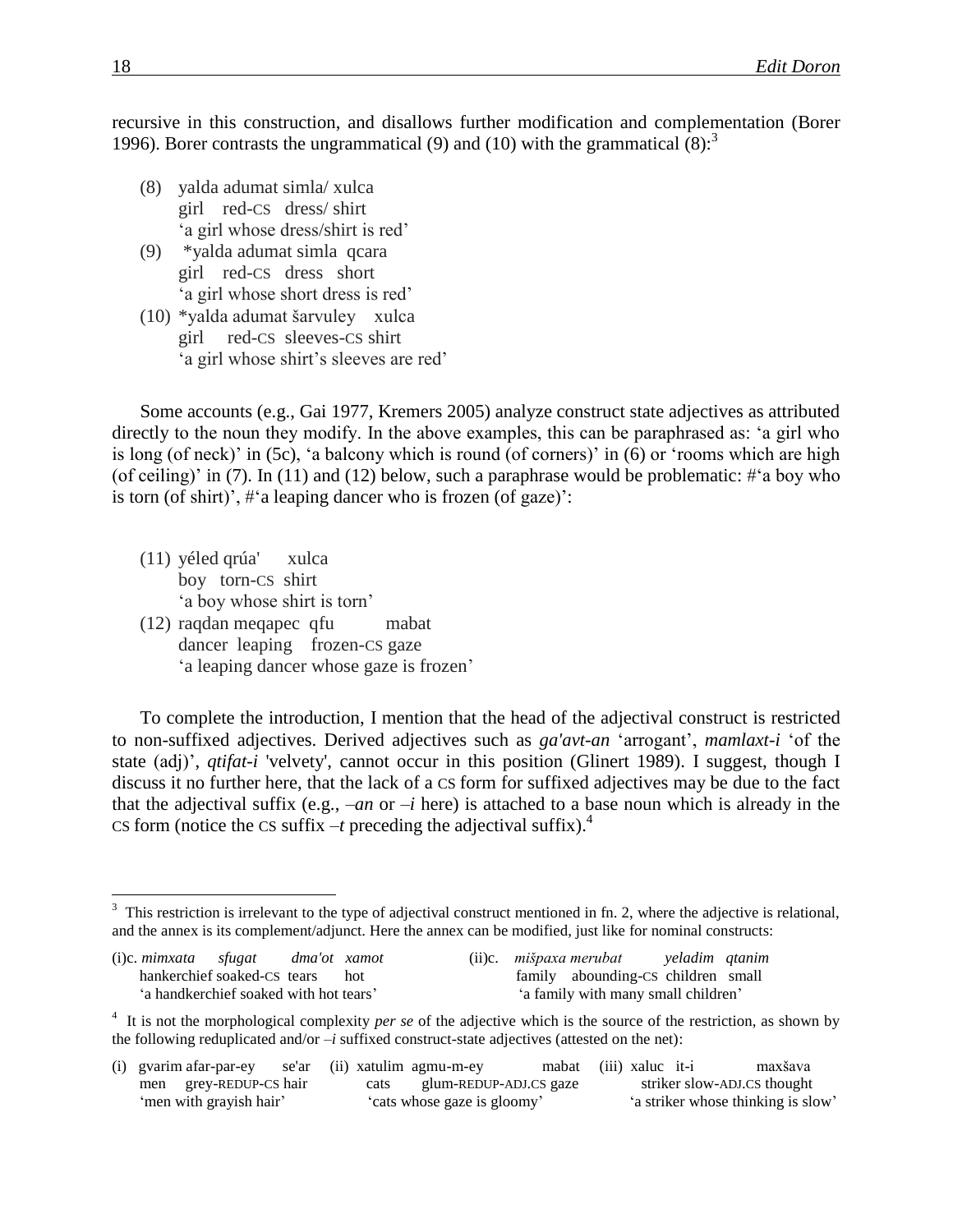recursive in this construction, and disallows further modification and complementation (Borer 1996). Borer contrasts the ungrammatical (9) and (10) with the grammatical (8):[3]

(8) yalda adumat simla/ xulca
    girl red-CS dress/ shirt
    'a girl whose dress/shirt is red'

(9) *yalda adumat simla qcara
    girl red-CS dress short
    'a girl whose short dress is red'

(10) *yalda adumat šarvuley xulca
    girl red-CS sleeves-CS shirt
    'a girl whose shirt's sleeves are red'

Some accounts (e.g., Gai 1977, Kremers 2005) analyze construct state adjectives as attributed directly to the noun they modify. In the above examples, this can be paraphrased as: 'a girl who is long (of neck)' in (5c), 'a balcony which is round (of corners)' in (6) or 'rooms which are high (of ceiling)' in (7). In (11) and (12) below, such a paraphrase would be problematic: #'a boy who is torn (of shirt)', #'a leaping dancer who is frozen (of gaze)':

(11) yéled qrúa' xulca
    boy torn-CS shirt
    'a boy whose shirt is torn'

(12) raqdan meqapec qfu mabat
    dancer leaping frozen-CS gaze
    'a leaping dancer whose gaze is frozen'

To complete the introduction, I mention that the head of the adjectival construct is restricted to non-suffixed adjectives. Derived adjectives such as *ga'avt-an* 'arrogant', *mamlaxt-i* 'of the state (adj)', *qtifat-i* 'velvety', cannot occur in this position (Glinert 1989). I suggest, though I discuss it no further here, that the lack of a CS form for suffixed adjectives may be due to the fact that the adjectival suffix (e.g., *–an* or *–i* here) is attached to a base noun which is already in the CS form (notice the CS suffix *–t* preceding the adjectival suffix).[4]

---

[3] This restriction is irrelevant to the type of adjectival construct mentioned in fn. 2, where the adjective is relational, and the annex is its complement/adjunct. Here the annex can be modified, just like for nominal constructs:

(i)c. *mimxata sfugat dma'ot xamot*
    hankerchief soaked-CS tears hot
    'a handkerchief soaked with hot tears'

(ii)c. *mišpaxa merubat yeladim qtanim*
    family abounding-CS children small
    'a family with many small children'

[4] It is not the morphological complexity *per se* of the adjective which is the source of the restriction, as shown by the following reduplicated and/or *–i* suffixed construct-state adjectives (attested on the net):

(i) gvarim afar-par-ey se'ar
    men grey-REDUP-CS hair
    'men with grayish hair'

(ii) xatulim agmu-m-ey mabat
    cats glum-REDUP-ADJ.CS gaze
    'cats whose gaze is gloomy'

(iii) xaluc it-i maxšava
    striker slow-ADJ.CS thought
    'a striker whose thinking is slow'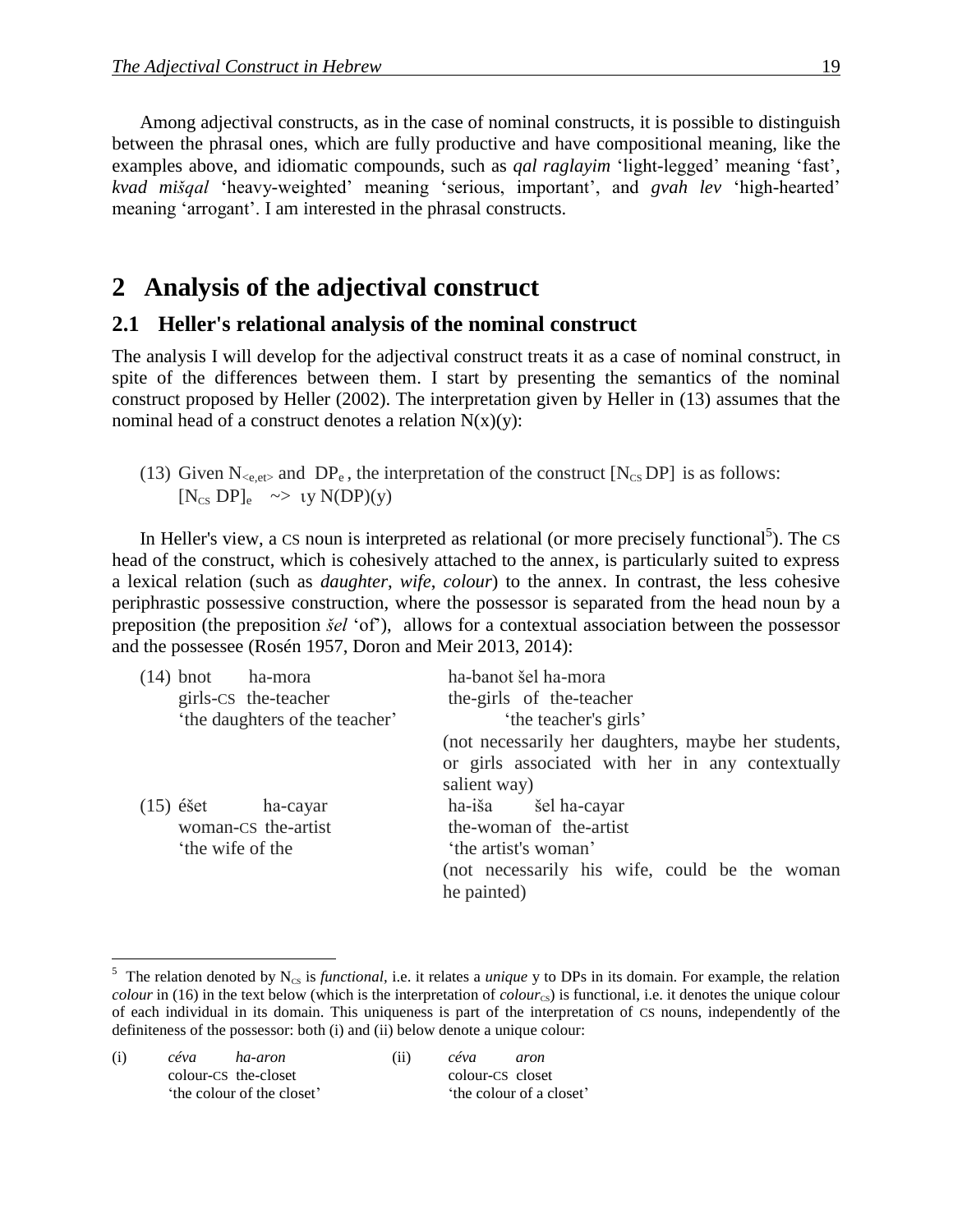Among adjectival constructs, as in the case of nominal constructs, it is possible to distinguish between the phrasal ones, which are fully productive and have compositional meaning, like the examples above, and idiomatic compounds, such as *qal raglayim* 'light-legged' meaning 'fast', *kvad mišqal* 'heavy-weighted' meaning 'serious, important', and *gvah lev* 'high-hearted' meaning 'arrogant'. I am interested in the phrasal constructs.

# 2 Analysis of the adjectival construct

## 2.1 Heller's relational analysis of the nominal construct

The analysis I will develop for the adjectival construct treats it as a case of nominal construct, in spite of the differences between them. I start by presenting the semantics of the nominal construct proposed by Heller (2002). The interpretation given by Heller in (13) assumes that the nominal head of a construct denotes a relation N(x)(y):

(13) Given $N_{<e,et>}$ and $DP_e$, the interpretation of the construct $[N_{CS}\ DP]$ is as follows:
$[N_{CS}\ DP]_e \quad \sim> \ \iota y\ N(DP)(y)$

In Heller's view, a CS noun is interpreted as relational (or more precisely functional[5]). The CS head of the construct, which is cohesively attached to the annex, is particularly suited to express a lexical relation (such as *daughter*, *wife*, *colour*) to the annex. In contrast, the less cohesive periphrastic possessive construction, where the possessor is separated from the head noun by a preposition (the preposition *šel* 'of'), allows for a contextual association between the possessor and the possessee (Rosén 1957, Doron and Meir 2013, 2014):

(14) bnot ha-mora
girls-CS the-teacher
'the daughters of the teacher'

ha-banot šel ha-mora
the-girls of the-teacher
'the teacher's girls'
(not necessarily her daughters, maybe her students, or girls associated with her in any contextually salient way)

(15) éšet ha-cayar
woman-CS the-artist
'the wife of the

ha-iša šel ha-cayar
the-woman of the-artist
'the artist's woman'
(not necessarily his wife, could be the woman he painted)

---

[5] The relation denoted by $N_{CS}$ is *functional*, i.e. it relates a *unique* y to DPs in its domain. For example, the relation *colour* in (16) in the text below (which is the interpretation of *colour*$_{CS}$) is functional, i.e. it denotes the unique colour of each individual in its domain. This uniqueness is part of the interpretation of CS nouns, independently of the definiteness of the possessor: both (i) and (ii) below denote a unique colour:

(i) *céva ha-aron*
colour-CS the-closet
'the colour of the closet'

(ii) *céva aron*
colour-CS closet
'the colour of a closet'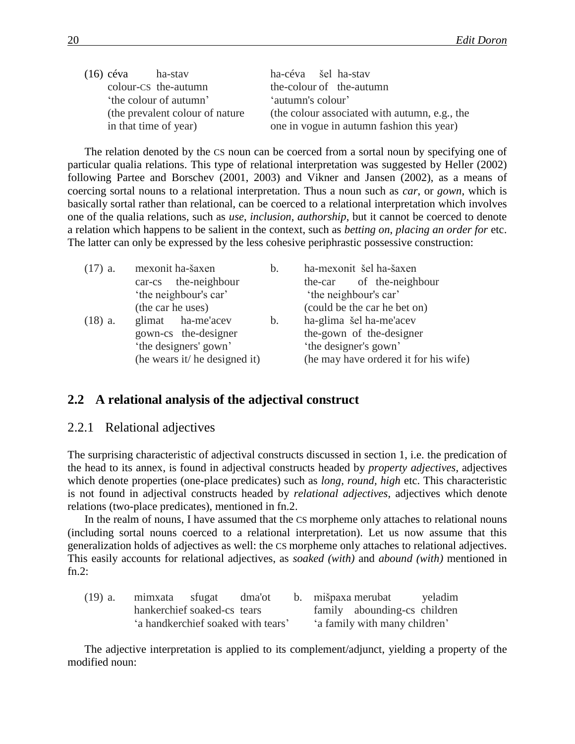(16) céva ha-stav
     colour-CS the-autumn
     'the colour of autumn'
     (the prevalent colour of nature in that time of year)

     ha-céva šel ha-stav
     the-colour of the-autumn
     'autumn's colour'
     (the colour associated with autumn, e.g., the one in vogue in autumn fashion this year)

The relation denoted by the CS noun can be coerced from a sortal noun by specifying one of particular qualia relations. This type of relational interpretation was suggested by Heller (2002) following Partee and Borschev (2001, 2003) and Vikner and Jansen (2002), as a means of coercing sortal nouns to a relational interpretation. Thus a noun such as *car*, or *gown*, which is basically sortal rather than relational, can be coerced to a relational interpretation which involves one of the qualia relations, such as *use*, *inclusion, authorship*, but it cannot be coerced to denote a relation which happens to be salient in the context, such as *betting on*, *placing an order for* etc. The latter can only be expressed by the less cohesive periphrastic possessive construction:

(17) a. mexonit ha-šaxen
        car-cs the-neighbour
        'the neighbour's car'
        (the car he uses)

     b. ha-mexonit šel ha-šaxen
        the-car of the-neighbour
        'the neighbour's car'
        (could be the car he bet on)

(18) a. glimat ha-me'acev
        gown-cs the-designer
        'the designers' gown'
        (he wears it/ he designed it)

     b. ha-glima šel ha-me'acev
        the-gown of the-designer
        'the designer's gown'
        (he may have ordered it for his wife)

## 2.2 A relational analysis of the adjectival construct

### 2.2.1 Relational adjectives

The surprising characteristic of adjectival constructs discussed in section 1, i.e. the predication of the head to its annex, is found in adjectival constructs headed by *property adjectives*, adjectives which denote properties (one-place predicates) such as *long, round, high* etc. This characteristic is not found in adjectival constructs headed by *relational adjectives*, adjectives which denote relations (two-place predicates), mentioned in fn.2.

In the realm of nouns, I have assumed that the CS morpheme only attaches to relational nouns (including sortal nouns coerced to a relational interpretation). Let us now assume that this generalization holds of adjectives as well: the CS morpheme only attaches to relational adjectives. This easily accounts for relational adjectives, as *soaked (with)* and *abound (with)* mentioned in fn.2:

(19) a. mimxata sfugat dma'ot
        hankerchief soaked-cs tears
        'a handkerchief soaked with tears'

     b. mišpaxa merubat yeladim
        family abounding-cs children
        'a family with many children'

The adjective interpretation is applied to its complement/adjunct, yielding a property of the modified noun: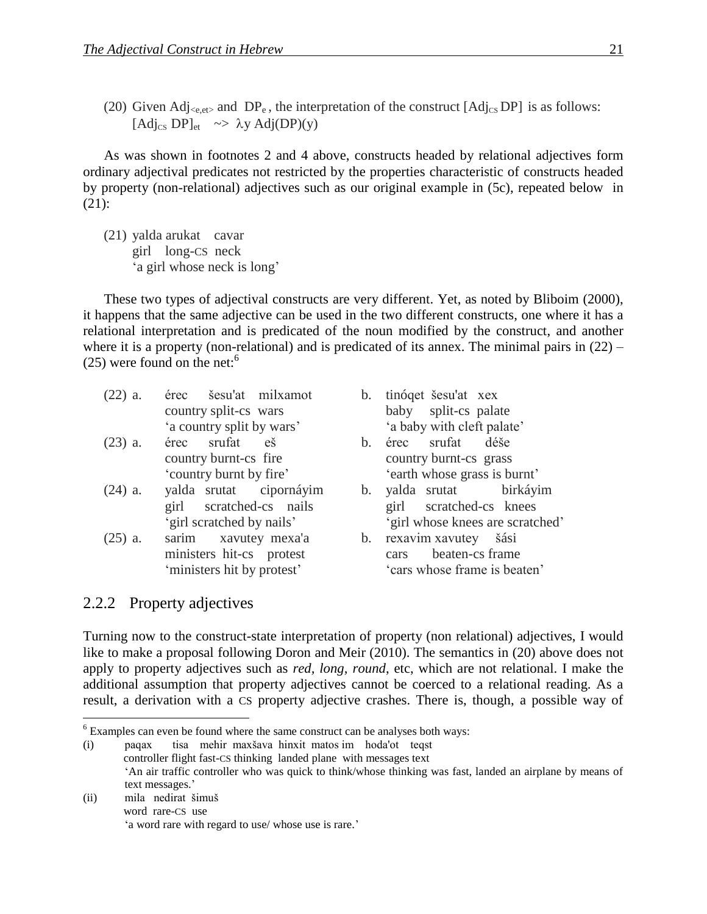(20) Given $Adj_{<e,et>}$ and $DP_e$, the interpretation of the construct $[Adj_{CS}\ DP]$ is as follows:
$[Adj_{CS}\ DP]_{et}$ ~> $\lambda y\ Adj(DP)(y)$

As was shown in footnotes 2 and 4 above, constructs headed by relational adjectives form ordinary adjectival predicates not restricted by the properties characteristic of constructs headed by property (non-relational) adjectives such as our original example in (5c), repeated below in (21):

(21) yalda arukat cavar
girl long-CS neck
'a girl whose neck is long'

These two types of adjectival constructs are very different. Yet, as noted by Bliboim (2000), it happens that the same adjective can be used in the two different constructs, one where it has a relational interpretation and is predicated of the noun modified by the construct, and another where it is a property (non-relational) and is predicated of its annex. The minimal pairs in (22) – (25) were found on the net:[6]

(22) a. érec šesu'at milxamot
country split-cs wars
'a country split by wars'

b. tinóqet šesu'at xex
baby split-cs palate
'a baby with cleft palate'

(23) a. érec srufat eš
country burnt-cs fire
'country burnt by fire'

b. érec srufat déše
country burnt-cs grass
'earth whose grass is burnt'

(24) a. yalda srutat cipornáyim
girl scratched-cs nails
'girl scratched by nails'

b. yalda srutat birkáyim
girl scratched-cs knees
'girl whose knees are scratched'

(25) a. sarim xavutey mexa'a
ministers hit-cs protest
'ministers hit by protest'

b. rexavim xavutey šási
cars beaten-cs frame
'cars whose frame is beaten'

### 2.2.2 Property adjectives

Turning now to the construct-state interpretation of property (non relational) adjectives, I would like to make a proposal following Doron and Meir (2010). The semantics in (20) above does not apply to property adjectives such as *red*, *long*, *round*, etc, which are not relational. I make the additional assumption that property adjectives cannot be coerced to a relational reading. As a result, a derivation with a CS property adjective crashes. There is, though, a possible way of

---

[6] Examples can even be found where the same construct can be analyses both ways:

(i) paqax tisa mehir maxšava hinxit matos im hoda'ot teqst
controller flight fast-CS thinking landed plane with messages text
'An air traffic controller who was quick to think/whose thinking was fast, landed an airplane by means of text messages.'

(ii) mila nedirat šimuš
word rare-CS use
'a word rare with regard to use/ whose use is rare.'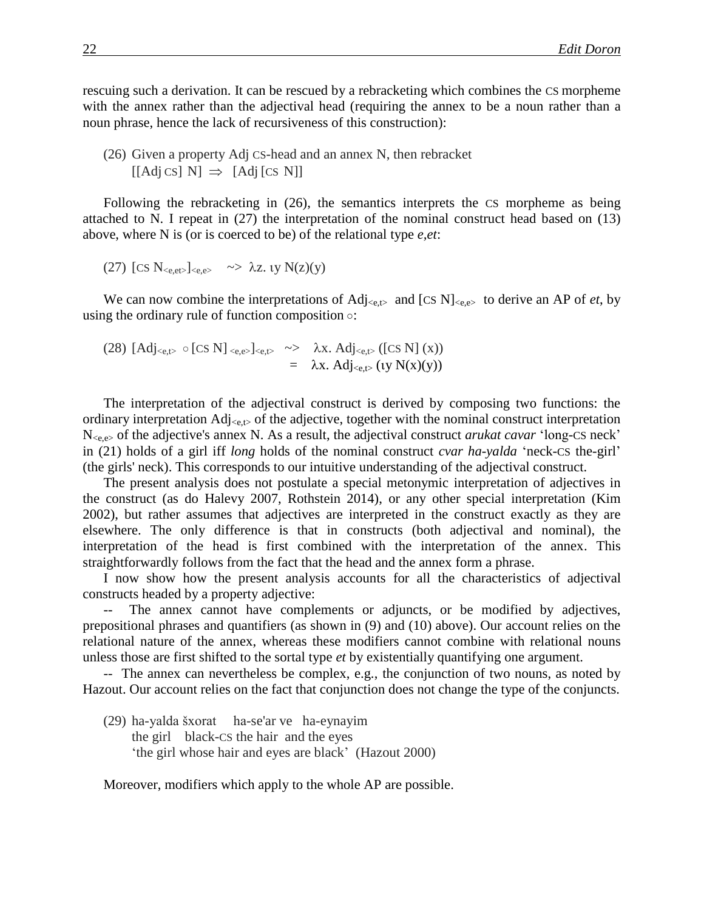rescuing such a derivation. It can be rescued by a rebracketing which combines the CS morpheme with the annex rather than the adjectival head (requiring the annex to be a noun rather than a noun phrase, hence the lack of recursiveness of this construction):

(26) Given a property Adj CS-head and an annex N, then rebracket
$[[\text{Adj CS}]\ \text{N}] \Rightarrow [\text{Adj}\ [\text{CS N}]]$

Following the rebracketing in (26), the semantics interprets the CS morpheme as being attached to N. I repeat in (27) the interpretation of the nominal construct head based on (13) above, where N is (or is coerced to be) of the relational type *e,et*:

(27) $[\text{CS } \text{N}_{<e,et>}]_{<e,e>} \;\; \sim\!> \;\; \lambda z.\ \iota y\ \text{N}(z)(y)$

We can now combine the interpretations of $\text{Adj}_{<e,t>}$ and $[\text{CS N}]_{<e,e>}$ to derive an AP of *et*, by using the ordinary rule of function composition $\circ$:

(28) $[\text{Adj}_{<e,t>} \circ [\text{CS N}]_{<e,e>}]_{<e,t>} \;\; \sim\!> \;\; \lambda x.\ \text{Adj}_{<e,t>}([\text{CS N}](x))$
$= \;\; \lambda x.\ \text{Adj}_{<e,t>}(\iota y\ \text{N}(x)(y))$

The interpretation of the adjectival construct is derived by composing two functions: the ordinary interpretation $\text{Adj}_{<e,t>}$ of the adjective, together with the nominal construct interpretation $\text{N}_{<e,e>}$ of the adjective's annex N. As a result, the adjectival construct *arukat cavar* 'long-CS neck' in (21) holds of a girl iff *long* holds of the nominal construct *cvar ha-yalda* 'neck-CS the-girl' (the girls' neck). This corresponds to our intuitive understanding of the adjectival construct.

The present analysis does not postulate a special metonymic interpretation of adjectives in the construct (as do Halevy 2007, Rothstein 2014), or any other special interpretation (Kim 2002), but rather assumes that adjectives are interpreted in the construct exactly as they are elsewhere. The only difference is that in constructs (both adjectival and nominal), the interpretation of the head is first combined with the interpretation of the annex. This straightforwardly follows from the fact that the head and the annex form a phrase.

I now show how the present analysis accounts for all the characteristics of adjectival constructs headed by a property adjective:

-- The annex cannot have complements or adjuncts, or be modified by adjectives, prepositional phrases and quantifiers (as shown in (9) and (10) above). Our account relies on the relational nature of the annex, whereas these modifiers cannot combine with relational nouns unless those are first shifted to the sortal type *et* by existentially quantifying one argument.

-- The annex can nevertheless be complex, e.g., the conjunction of two nouns, as noted by Hazout. Our account relies on the fact that conjunction does not change the type of the conjuncts.

(29) ha-yalda šxorat ha-se'ar ve ha-eynayim
the girl black-CS the hair and the eyes
'the girl whose hair and eyes are black' (Hazout 2000)

Moreover, modifiers which apply to the whole AP are possible.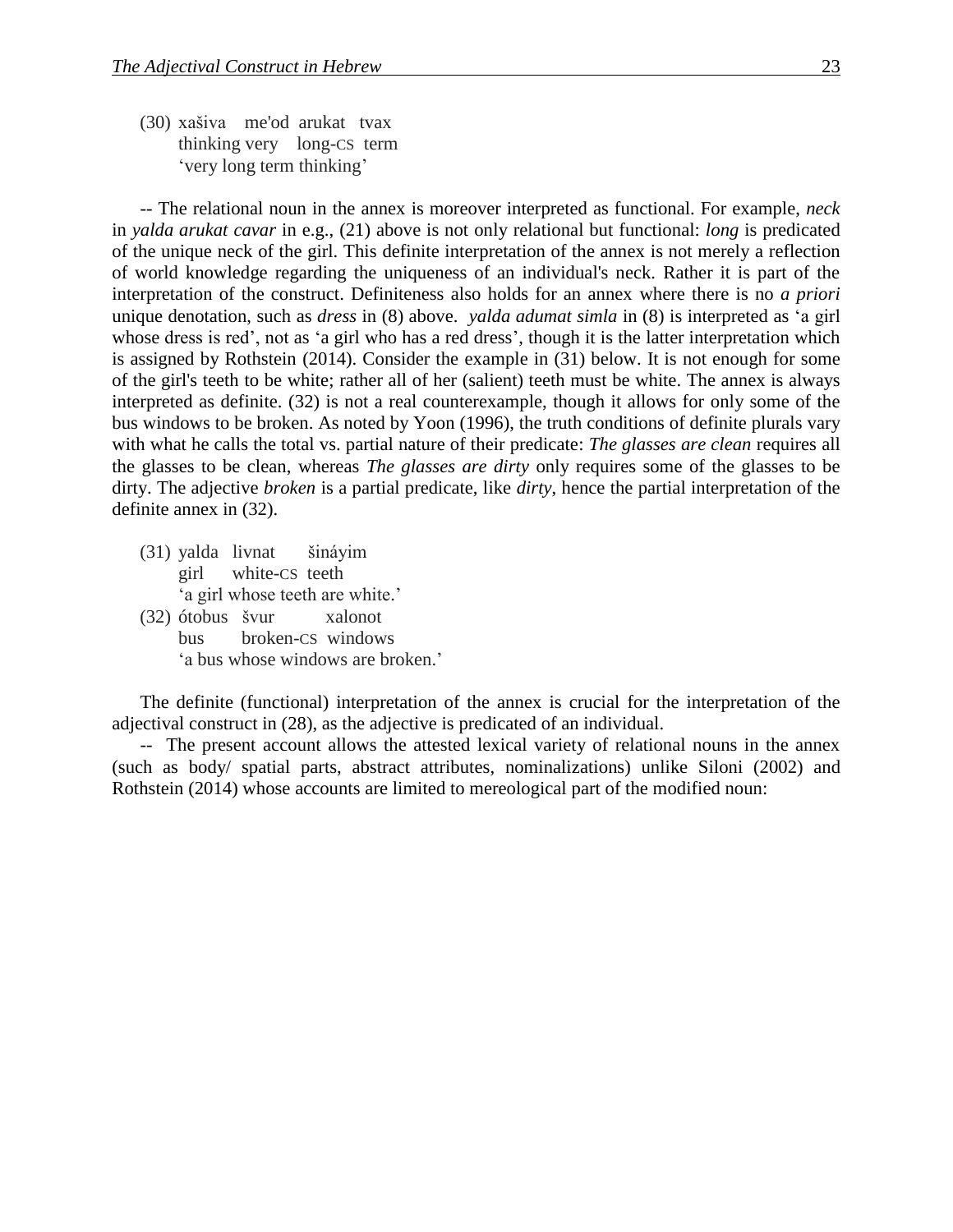(30) xašiva me'od arukat tvax  
thinking very long-CS term  
'very long term thinking'

-- The relational noun in the annex is moreover interpreted as functional. For example, *neck* in *yalda arukat cavar* in e.g., (21) above is not only relational but functional: *long* is predicated of the unique neck of the girl. This definite interpretation of the annex is not merely a reflection of world knowledge regarding the uniqueness of an individual's neck. Rather it is part of the interpretation of the construct. Definiteness also holds for an annex where there is no *a priori* unique denotation, such as *dress* in (8) above. *yalda adumat simla* in (8) is interpreted as 'a girl whose dress is red', not as 'a girl who has a red dress', though it is the latter interpretation which is assigned by Rothstein (2014). Consider the example in (31) below. It is not enough for some of the girl's teeth to be white; rather all of her (salient) teeth must be white. The annex is always interpreted as definite. (32) is not a real counterexample, though it allows for only some of the bus windows to be broken. As noted by Yoon (1996), the truth conditions of definite plurals vary with what he calls the total vs. partial nature of their predicate: *The glasses are clean* requires all the glasses to be clean, whereas *The glasses are dirty* only requires some of the glasses to be dirty. The adjective *broken* is a partial predicate, like *dirty*, hence the partial interpretation of the definite annex in (32).

(31) yalda livnat šináyim  
girl white-CS teeth  
'a girl whose teeth are white.'

(32) ótobus švur xalonot  
bus broken-CS windows  
'a bus whose windows are broken.'

The definite (functional) interpretation of the annex is crucial for the interpretation of the adjectival construct in (28), as the adjective is predicated of an individual.

-- The present account allows the attested lexical variety of relational nouns in the annex (such as body/ spatial parts, abstract attributes, nominalizations) unlike Siloni (2002) and Rothstein (2014) whose accounts are limited to mereological part of the modified noun: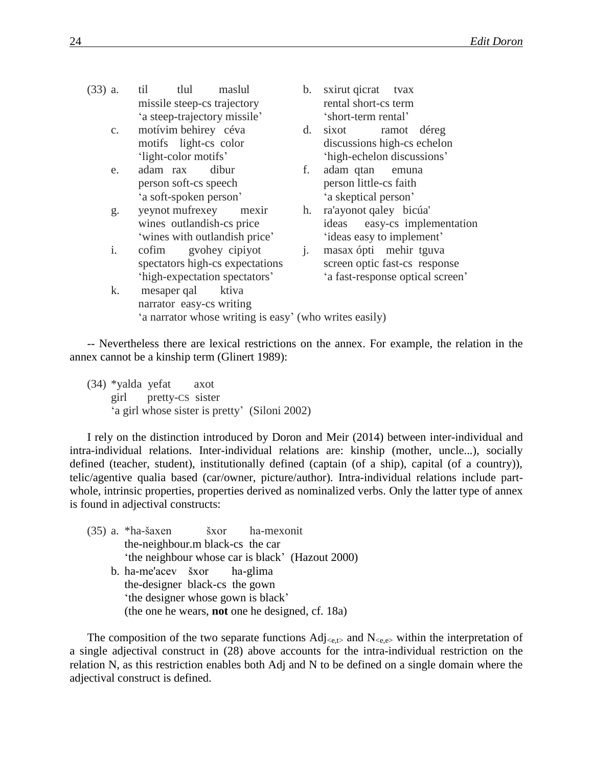(33) a. til tlul maslul
missile steep-cs trajectory
'a steep-trajectory missile'

b. sxirut qicrat tvax
rental short-cs term
'short-term rental'

c. motívim behirey céva
motifs light-cs color
'light-color motifs'

d. sixot ramot déreg
discussions high-cs echelon
'high-echelon discussions'

e. adam rax dibur
person soft-cs speech
'a soft-spoken person'

f. adam qtan emuna
person little-cs faith
'a skeptical person'

g. yeynot mufrexey mexir
wines outlandish-cs price
'wines with outlandish price'

h. ra'ayonot qaley bicúa'
ideas easy-cs implementation
'ideas easy to implement'

i. cofim gvohey cipiyot
spectators high-cs expectations
'high-expectation spectators'

j. masax ópti mehir tguva
screen optic fast-cs response
'a fast-response optical screen'

k. mesaper qal ktiva
narrator easy-cs writing
'a narrator whose writing is easy' (who writes easily)

-- Nevertheless there are lexical restrictions on the annex. For example, the relation in the annex cannot be a kinship term (Glinert 1989):

(34) *yalda yefat axot
girl pretty-CS sister
'a girl whose sister is pretty' (Siloni 2002)

I rely on the distinction introduced by Doron and Meir (2014) between inter-individual and intra-individual relations. Inter-individual relations are: kinship (mother, uncle...), socially defined (teacher, student), institutionally defined (captain (of a ship), capital (of a country)), telic/agentive qualia based (car/owner, picture/author). Intra-individual relations include part-whole, intrinsic properties, properties derived as nominalized verbs. Only the latter type of annex is found in adjectival constructs:

(35) a. *ha-šaxen šxor ha-mexonit
the-neighbour.m black-cs the car
'the neighbour whose car is black' (Hazout 2000)

b. ha-me'acev šxor ha-glima
the-designer black-cs the gown
'the designer whose gown is black'
(the one he wears, **not** one he designed, cf. 18a)

The composition of the two separate functions $Adj_{<e,t>}$ and $N_{<e,e>}$ within the interpretation of a single adjectival construct in (28) above accounts for the intra-individual restriction on the relation N, as this restriction enables both Adj and N to be defined on a single domain where the adjectival construct is defined.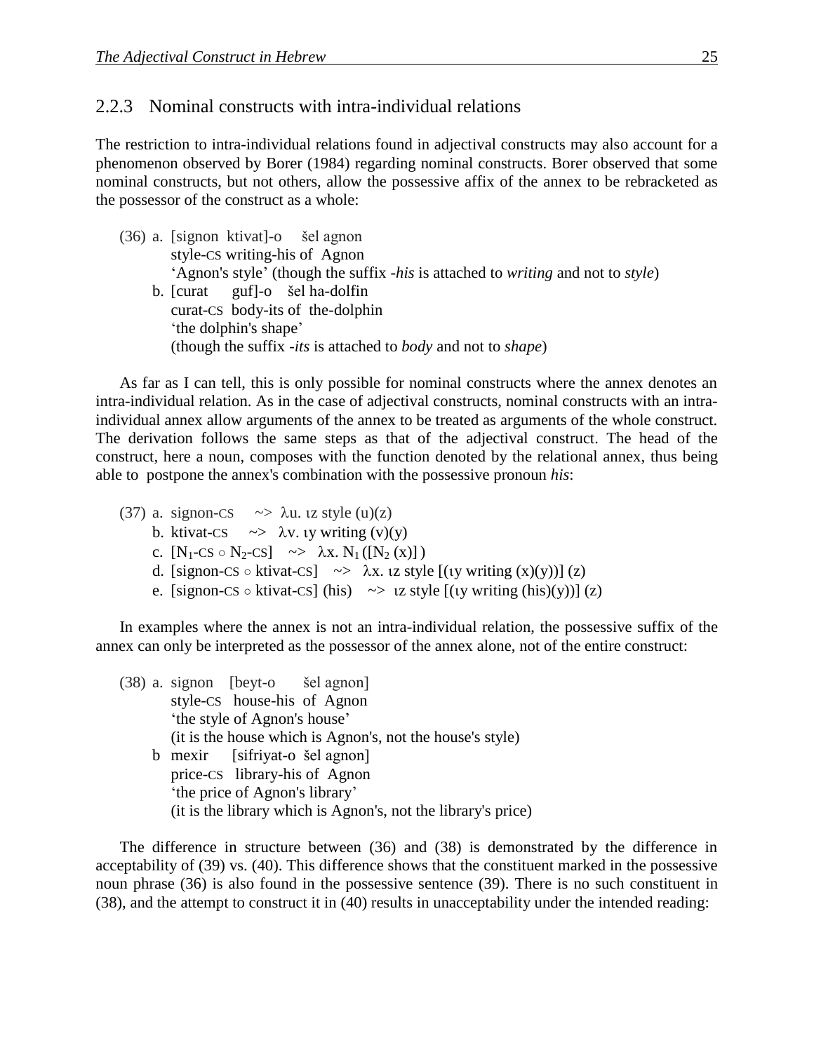### 2.2.3 Nominal constructs with intra-individual relations

The restriction to intra-individual relations found in adjectival constructs may also account for a phenomenon observed by Borer (1984) regarding nominal constructs. Borer observed that some nominal constructs, but not others, allow the possessive affix of the annex to be rebracketed as the possessor of the construct as a whole:

(36) a. [signon ktivat]-o šel agnon
    style-CS writing-his of Agnon
    'Agnon's style' (though the suffix *-his* is attached to *writing* and not to *style*)

  b. [curat guf]-o šel ha-dolfin
    curat-CS body-its of the-dolphin
    'the dolphin's shape'
    (though the suffix *-its* is attached to *body* and not to *shape*)

As far as I can tell, this is only possible for nominal constructs where the annex denotes an intra-individual relation. As in the case of adjectival constructs, nominal constructs with an intra-individual annex allow arguments of the annex to be treated as arguments of the whole construct. The derivation follows the same steps as that of the adjectival construct. The head of the construct, here a noun, composes with the function denoted by the relational annex, thus being able to postpone the annex's combination with the possessive pronoun *his*:

(37) a. signon-CS ~> $\lambda$u. ιz style (u)(z)

  b. ktivat-CS ~> $\lambda$v. ιy writing (v)(y)

  c. [$N_1$-CS ∘ $N_2$-CS] ~> $\lambda$x. $N_1$ ([$N_2$ (x)])

  d. [signon-CS ∘ ktivat-CS] ~> $\lambda$x. ιz style [(ιy writing (x)(y))] (z)

  e. [signon-CS ∘ ktivat-CS] (his) ~> ιz style [(ιy writing (his)(y))] (z)

In examples where the annex is not an intra-individual relation, the possessive suffix of the annex can only be interpreted as the possessor of the annex alone, not of the entire construct:

(38) a. signon [beyt-o šel agnon]
    style-CS house-his of Agnon
    'the style of Agnon's house'
    (it is the house which is Agnon's, not the house's style)

  b mexir [sifriyat-o šel agnon]
    price-CS library-his of Agnon
    'the price of Agnon's library'
    (it is the library which is Agnon's, not the library's price)

The difference in structure between (36) and (38) is demonstrated by the difference in acceptability of (39) vs. (40). This difference shows that the constituent marked in the possessive noun phrase (36) is also found in the possessive sentence (39). There is no such constituent in (38), and the attempt to construct it in (40) results in unacceptability under the intended reading: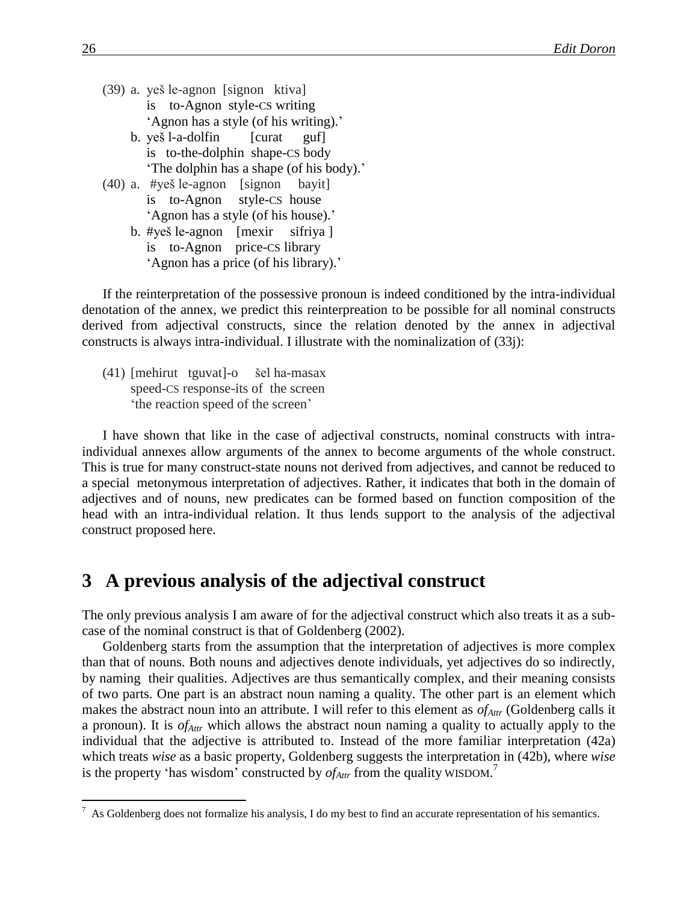(39) a. yeš le-agnon [signon ktiva]
   is to-Agnon style-CS writing
   'Agnon has a style (of his writing).'

   b. yeš l-a-dolfin [curat guf]
   is to-the-dolphin shape-CS body
   'The dolphin has a shape (of his body).'

(40) a. #yeš le-agnon [signon bayit]
   is to-Agnon style-CS house
   'Agnon has a style (of his house).'

   b. #yeš le-agnon [mexir sifriya ]
   is to-Agnon price-CS library
   'Agnon has a price (of his library).'

If the reinterpretation of the possessive pronoun is indeed conditioned by the intra-individual denotation of the annex, we predict this reinterpreation to be possible for all nominal constructs derived from adjectival constructs, since the relation denoted by the annex in adjectival constructs is always intra-individual. I illustrate with the nominalization of (33j):

(41) [mehirut tguvat]-o šel ha-masax
   speed-CS response-its of the screen
   'the reaction speed of the screen'

I have shown that like in the case of adjectival constructs, nominal constructs with intra-individual annexes allow arguments of the annex to become arguments of the whole construct. This is true for many construct-state nouns not derived from adjectives, and cannot be reduced to a special metonymous interpretation of adjectives. Rather, it indicates that both in the domain of adjectives and of nouns, new predicates can be formed based on function composition of the head with an intra-individual relation. It thus lends support to the analysis of the adjectival construct proposed here.

# 3 A previous analysis of the adjectival construct

The only previous analysis I am aware of for the adjectival construct which also treats it as a sub-case of the nominal construct is that of Goldenberg (2002).

Goldenberg starts from the assumption that the interpretation of adjectives is more complex than that of nouns. Both nouns and adjectives denote individuals, yet adjectives do so indirectly, by naming their qualities. Adjectives are thus semantically complex, and their meaning consists of two parts. One part is an abstract noun naming a quality. The other part is an element which makes the abstract noun into an attribute. I will refer to this element as $of_{Attr}$ (Goldenberg calls it a pronoun). It is $of_{Attr}$ which allows the abstract noun naming a quality to actually apply to the individual that the adjective is attributed to. Instead of the more familiar interpretation (42a) which treats *wise* as a basic property, Goldenberg suggests the interpretation in (42b), where *wise* is the property 'has wisdom' constructed by $of_{Attr}$ from the quality WISDOM.[7]

[7] As Goldenberg does not formalize his analysis, I do my best to find an accurate representation of his semantics.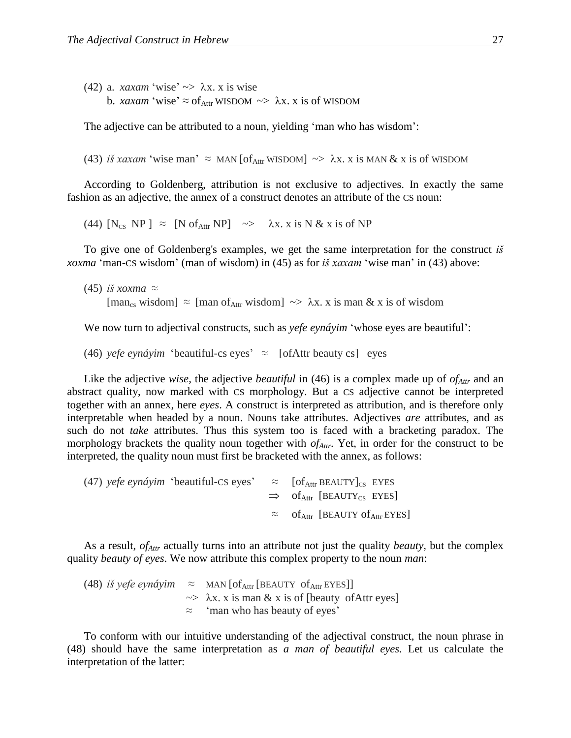(42) a. *xaxam* 'wise' ~> λx. x is wise
     b. *xaxam* 'wise' ≈ $\text{of}_{\text{Attr}}$ WISDOM ~> λx. x is of WISDOM

The adjective can be attributed to a noun, yielding 'man who has wisdom':

(43) *iš xaxam* 'wise man' ≈ MAN [$\text{of}_{\text{Attr}}$ WISDOM] ~> λx. x is MAN & x is of WISDOM

According to Goldenberg, attribution is not exclusive to adjectives. In exactly the same fashion as an adjective, the annex of a construct denotes an attribute of the CS noun:

(44) [$\text{N}_{\text{CS}}$ NP ] ≈ [N $\text{of}_{\text{Attr}}$ NP] ~> λx. x is N & x is of NP

To give one of Goldenberg's examples, we get the same interpretation for the construct *iš xoxma* 'man-CS wisdom' (man of wisdom) in (45) as for *iš xaxam* 'wise man' in (43) above:

(45) *iš xoxma* ≈
     [$\text{man}_{\text{cs}}$ wisdom] ≈ [man $\text{of}_{\text{Attr}}$ wisdom] ~> λx. x is man & x is of wisdom

We now turn to adjectival constructs, such as *yefe eynáyim* 'whose eyes are beautiful':

(46) *yefe eynáyim* 'beautiful-cs eyes' ≈ [ofAttr beauty cs] eyes

Like the adjective *wise*, the adjective *beautiful* in (46) is a complex made up of $of_{Attr}$ and an abstract quality, now marked with CS morphology. But a CS adjective cannot be interpreted together with an annex, here *eyes*. A construct is interpreted as attribution, and is therefore only interpretable when headed by a noun. Nouns take attributes. Adjectives *are* attributes, and as such do not *take* attributes. Thus this system too is faced with a bracketing paradox. The morphology brackets the quality noun together with $of_{Attr}$. Yet, in order for the construct to be interpreted, the quality noun must first be bracketed with the annex, as follows:

(47) *yefe eynáyim* 'beautiful-CS eyes' ≈ [$\text{of}_{\text{Attr}}$ BEAUTY]$_{\text{CS}}$ EYES
     ⇒ $\text{of}_{\text{Attr}}$ [$\text{BEAUTY}_{\text{CS}}$ EYES]
     ≈ $\text{of}_{\text{Attr}}$ [BEAUTY $\text{of}_{\text{Attr}}$ EYES]

As a result, $of_{Attr}$ actually turns into an attribute not just the quality *beauty*, but the complex quality *beauty of eyes*. We now attribute this complex property to the noun *man*:

(48) *iš yefe eynáyim* ≈ MAN [$\text{of}_{\text{Attr}}$ [BEAUTY $\text{of}_{\text{Attr}}$ EYES]]
     ~> λx. x is man & x is of [beauty ofAttr eyes]
     ≈ 'man who has beauty of eyes'

To conform with our intuitive understanding of the adjectival construct, the noun phrase in (48) should have the same interpretation as *a man of beautiful eyes.* Let us calculate the interpretation of the latter: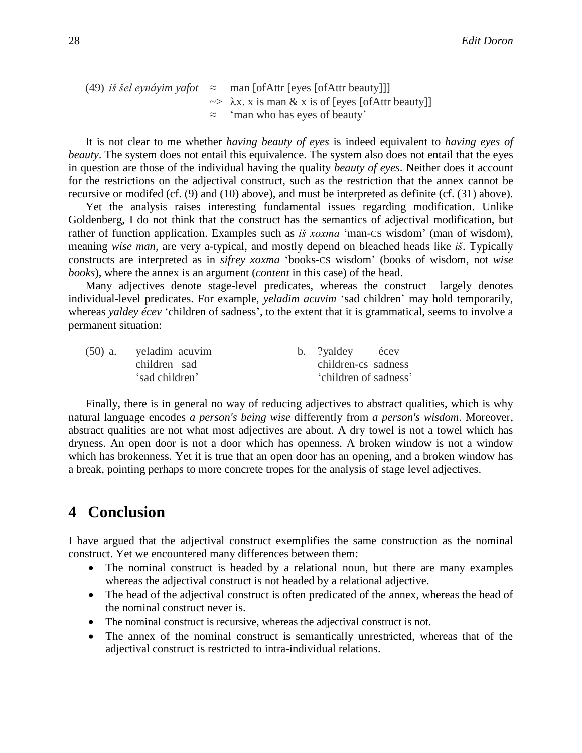(49) *iš šel eynáyim yafot* ≈ man [ofAttr [eyes [ofAttr beauty]]]
~> λx. x is man & x is of [eyes [ofAttr beauty]]
≈ 'man who has eyes of beauty'

It is not clear to me whether *having beauty of eyes* is indeed equivalent to *having eyes of beauty*. The system does not entail this equivalence. The system also does not entail that the eyes in question are those of the individual having the quality *beauty of eyes*. Neither does it account for the restrictions on the adjectival construct, such as the restriction that the annex cannot be recursive or modifed (cf. (9) and (10) above), and must be interpreted as definite (cf. (31) above).

Yet the analysis raises interesting fundamental issues regarding modification. Unlike Goldenberg, I do not think that the construct has the semantics of adjectival modification, but rather of function application. Examples such as *iš xoxma* 'man-CS wisdom' (man of wisdom), meaning *wise man*, are very a-typical, and mostly depend on bleached heads like *iš*. Typically constructs are interpreted as in *sifrey xoxma* 'books-CS wisdom' (books of wisdom, not *wise books*), where the annex is an argument (*content* in this case) of the head.

Many adjectives denote stage-level predicates, whereas the construct largely denotes individual-level predicates. For example, *yeladim acuvim* 'sad children' may hold temporarily, whereas *yaldey écev* 'children of sadness', to the extent that it is grammatical, seems to involve a permanent situation:

(50) a. yeladim acuvim
children sad
'sad children'

b. ?yaldey écev
children-cs sadness
'children of sadness'

Finally, there is in general no way of reducing adjectives to abstract qualities, which is why natural language encodes *a person's being wise* differently from *a person's wisdom*. Moreover, abstract qualities are not what most adjectives are about. A dry towel is not a towel which has dryness. An open door is not a door which has openness. A broken window is not a window which has brokenness. Yet it is true that an open door has an opening, and a broken window has a break, pointing perhaps to more concrete tropes for the analysis of stage level adjectives.

# 4 Conclusion

I have argued that the adjectival construct exemplifies the same construction as the nominal construct. Yet we encountered many differences between them:

- The nominal construct is headed by a relational noun, but there are many examples whereas the adjectival construct is not headed by a relational adjective.
- The head of the adjectival construct is often predicated of the annex, whereas the head of the nominal construct never is.
- The nominal construct is recursive, whereas the adjectival construct is not.
- The annex of the nominal construct is semantically unrestricted, whereas that of the adjectival construct is restricted to intra-individual relations.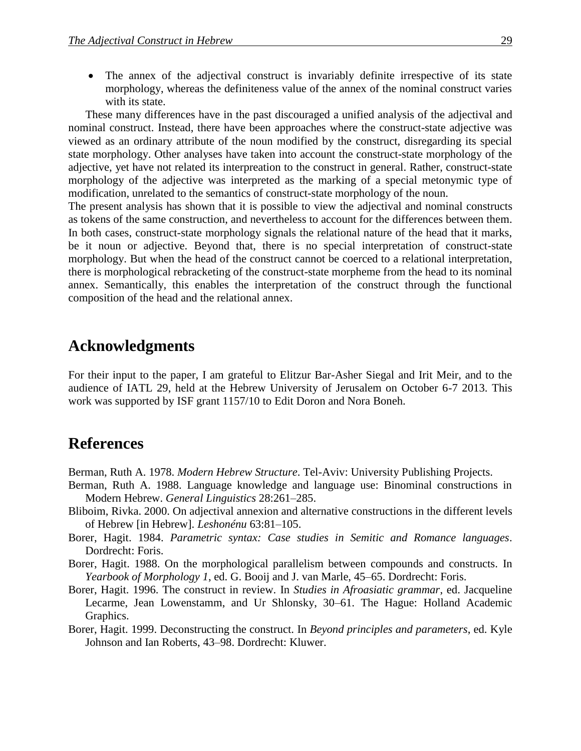- The annex of the adjectival construct is invariably definite irrespective of its state morphology, whereas the definiteness value of the annex of the nominal construct varies with its state.

These many differences have in the past discouraged a unified analysis of the adjectival and nominal construct. Instead, there have been approaches where the construct-state adjective was viewed as an ordinary attribute of the noun modified by the construct, disregarding its special state morphology. Other analyses have taken into account the construct-state morphology of the adjective, yet have not related its interpreation to the construct in general. Rather, construct-state morphology of the adjective was interpreted as the marking of a special metonymic type of modification, unrelated to the semantics of construct-state morphology of the noun.

The present analysis has shown that it is possible to view the adjectival and nominal constructs as tokens of the same construction, and nevertheless to account for the differences between them. In both cases, construct-state morphology signals the relational nature of the head that it marks, be it noun or adjective. Beyond that, there is no special interpretation of construct-state morphology. But when the head of the construct cannot be coerced to a relational interpretation, there is morphological rebracketing of the construct-state morpheme from the head to its nominal annex. Semantically, this enables the interpretation of the construct through the functional composition of the head and the relational annex.

## Acknowledgments

For their input to the paper, I am grateful to Elitzur Bar-Asher Siegal and Irit Meir, and to the audience of IATL 29, held at the Hebrew University of Jerusalem on October 6-7 2013. This work was supported by ISF grant 1157/10 to Edit Doron and Nora Boneh.

## References

Berman, Ruth A. 1978. *Modern Hebrew Structure*. Tel-Aviv: University Publishing Projects.

Berman, Ruth A. 1988. Language knowledge and language use: Binominal constructions in Modern Hebrew. *General Linguistics* 28:261–285.

Bliboim, Rivka. 2000. On adjectival annexion and alternative constructions in the different levels of Hebrew [in Hebrew]. *Leshonénu* 63:81–105.

Borer, Hagit. 1984. *Parametric syntax: Case studies in Semitic and Romance languages*. Dordrecht: Foris.

Borer, Hagit. 1988. On the morphological parallelism between compounds and constructs. In *Yearbook of Morphology 1*, ed. G. Booij and J. van Marle, 45–65. Dordrecht: Foris.

Borer, Hagit. 1996. The construct in review. In *Studies in Afroasiatic grammar*, ed. Jacqueline Lecarme, Jean Lowenstamm, and Ur Shlonsky, 30–61. The Hague: Holland Academic Graphics.

Borer, Hagit. 1999. Deconstructing the construct. In *Beyond principles and parameters*, ed. Kyle Johnson and Ian Roberts, 43–98. Dordrecht: Kluwer.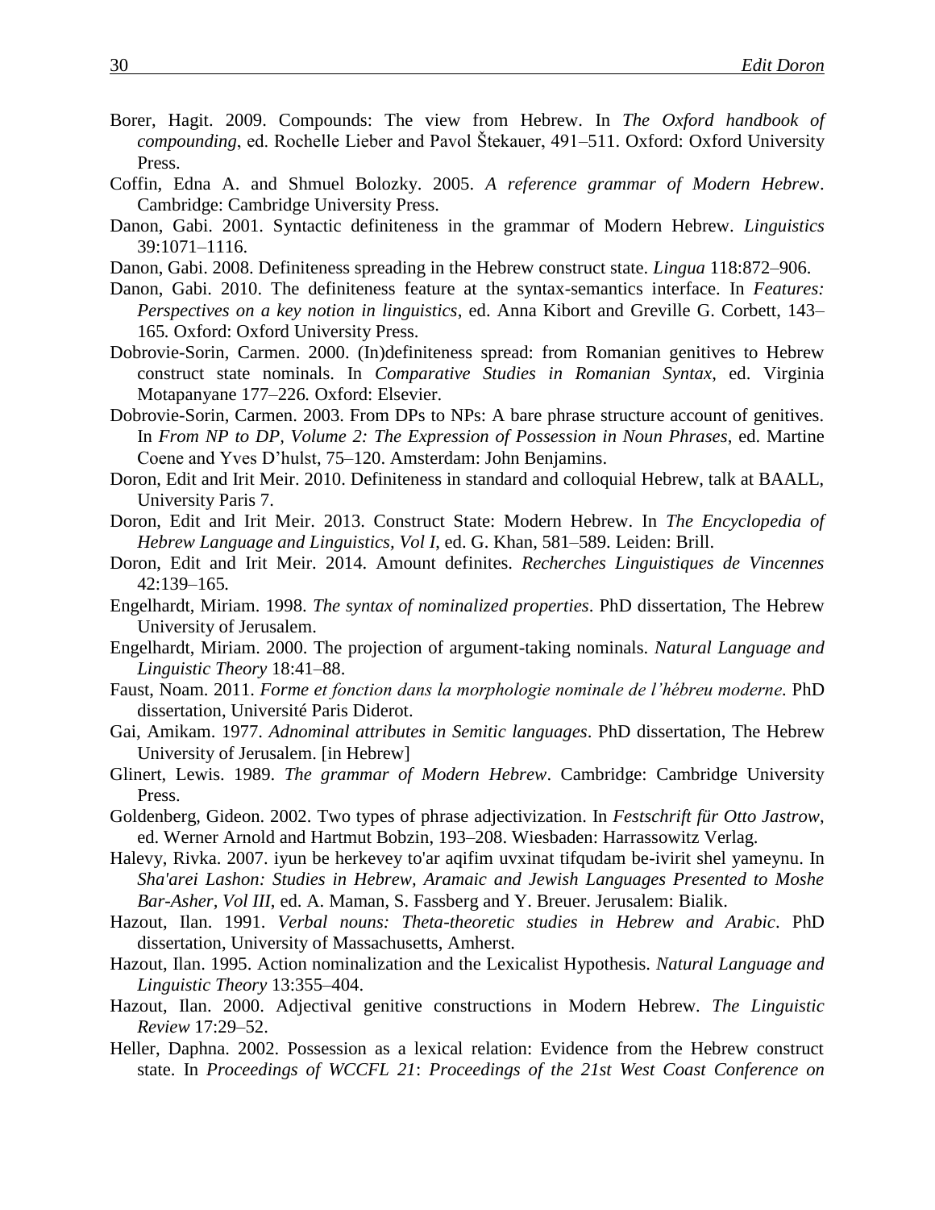Borer, Hagit. 2009. Compounds: The view from Hebrew. In *The Oxford handbook of compounding*, ed. Rochelle Lieber and Pavol Štekauer, 491–511. Oxford: Oxford University Press.

Coffin, Edna A. and Shmuel Bolozky. 2005. *A reference grammar of Modern Hebrew*. Cambridge: Cambridge University Press.

Danon, Gabi. 2001. Syntactic definiteness in the grammar of Modern Hebrew. *Linguistics* 39:1071–1116.

Danon, Gabi. 2008. Definiteness spreading in the Hebrew construct state. *Lingua* 118:872–906.

Danon, Gabi. 2010. The definiteness feature at the syntax-semantics interface. In *Features: Perspectives on a key notion in linguistics*, ed. Anna Kibort and Greville G. Corbett, 143–165. Oxford: Oxford University Press.

Dobrovie-Sorin, Carmen. 2000. (In)definiteness spread: from Romanian genitives to Hebrew construct state nominals. In *Comparative Studies in Romanian Syntax*, ed. Virginia Motapanyane 177–226. Oxford: Elsevier.

Dobrovie-Sorin, Carmen. 2003. From DPs to NPs: A bare phrase structure account of genitives. In *From NP to DP, Volume 2: The Expression of Possession in Noun Phrases*, ed. Martine Coene and Yves D'hulst, 75–120. Amsterdam: John Benjamins.

Doron, Edit and Irit Meir. 2010. Definiteness in standard and colloquial Hebrew, talk at BAALL, University Paris 7.

Doron, Edit and Irit Meir. 2013. Construct State: Modern Hebrew. In *The Encyclopedia of Hebrew Language and Linguistics, Vol I*, ed. G. Khan, 581–589. Leiden: Brill.

Doron, Edit and Irit Meir. 2014. Amount definites. *Recherches Linguistiques de Vincennes* 42:139–165.

Engelhardt, Miriam. 1998. *The syntax of nominalized properties*. PhD dissertation, The Hebrew University of Jerusalem.

Engelhardt, Miriam. 2000. The projection of argument-taking nominals. *Natural Language and Linguistic Theory* 18:41–88.

Faust, Noam. 2011. *Forme et fonction dans la morphologie nominale de l'hébreu moderne*. PhD dissertation, Université Paris Diderot.

Gai, Amikam. 1977. *Adnominal attributes in Semitic languages*. PhD dissertation, The Hebrew University of Jerusalem. [in Hebrew]

Glinert, Lewis. 1989. *The grammar of Modern Hebrew*. Cambridge: Cambridge University Press.

Goldenberg, Gideon. 2002. Two types of phrase adjectivization. In *Festschrift für Otto Jastrow*, ed. Werner Arnold and Hartmut Bobzin, 193–208. Wiesbaden: Harrassowitz Verlag.

Halevy, Rivka. 2007. iyun be herkevey to'ar aqifim uvxinat tifqudam be-ivirit shel yameynu. In *Sha'arei Lashon: Studies in Hebrew, Aramaic and Jewish Languages Presented to Moshe Bar-Asher, Vol III*, ed. A. Maman, S. Fassberg and Y. Breuer. Jerusalem: Bialik.

Hazout, Ilan. 1991. *Verbal nouns: Theta-theoretic studies in Hebrew and Arabic*. PhD dissertation, University of Massachusetts, Amherst.

Hazout, Ilan. 1995. Action nominalization and the Lexicalist Hypothesis. *Natural Language and Linguistic Theory* 13:355–404.

Hazout, Ilan. 2000. Adjectival genitive constructions in Modern Hebrew. *The Linguistic Review* 17:29–52.

Heller, Daphna. 2002. Possession as a lexical relation: Evidence from the Hebrew construct state. In *Proceedings of WCCFL 21*: *Proceedings of the 21st West Coast Conference on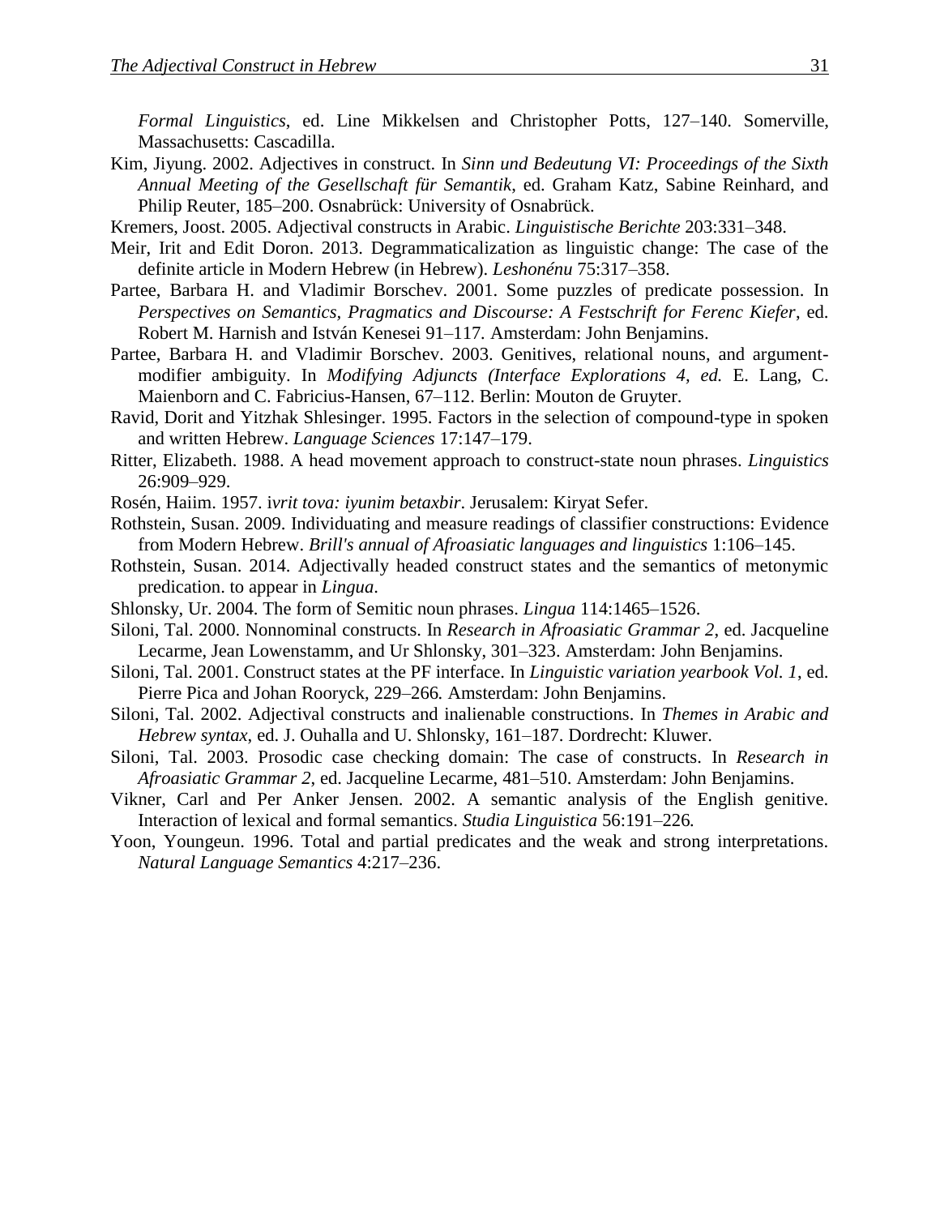*Formal Linguistics*, ed. Line Mikkelsen and Christopher Potts, 127–140. Somerville, Massachusetts: Cascadilla.

Kim, Jiyung. 2002. Adjectives in construct. In *Sinn und Bedeutung VI: Proceedings of the Sixth Annual Meeting of the Gesellschaft für Semantik*, ed. Graham Katz, Sabine Reinhard, and Philip Reuter, 185–200. Osnabrück: University of Osnabrück.

Kremers, Joost. 2005. Adjectival constructs in Arabic. *Linguistische Berichte* 203:331–348.

Meir, Irit and Edit Doron. 2013. Degrammaticalization as linguistic change: The case of the definite article in Modern Hebrew (in Hebrew). *Leshonénu* 75:317–358.

Partee, Barbara H. and Vladimir Borschev. 2001. Some puzzles of predicate possession. In *Perspectives on Semantics, Pragmatics and Discourse: A Festschrift for Ferenc Kiefer*, ed. Robert M. Harnish and István Kenesei 91–117. Amsterdam: John Benjamins.

Partee, Barbara H. and Vladimir Borschev. 2003. Genitives, relational nouns, and argument-modifier ambiguity. In *Modifying Adjuncts (Interface Explorations 4, ed.* E. Lang, C. Maienborn and C. Fabricius-Hansen, 67–112. Berlin: Mouton de Gruyter.

Ravid, Dorit and Yitzhak Shlesinger. 1995. Factors in the selection of compound-type in spoken and written Hebrew. *Language Sciences* 17:147–179.

Ritter, Elizabeth. 1988. A head movement approach to construct-state noun phrases. *Linguistics* 26:909–929.

Rosén, Haiim. 1957. i*vrit tova: iyunim betaxbir*. Jerusalem: Kiryat Sefer.

Rothstein, Susan. 2009. Individuating and measure readings of classifier constructions: Evidence from Modern Hebrew. *Brill's annual of Afroasiatic languages and linguistics* 1:106–145.

Rothstein, Susan. 2014. Adjectivally headed construct states and the semantics of metonymic predication. to appear in *Lingua*.

Shlonsky, Ur. 2004. The form of Semitic noun phrases. *Lingua* 114:1465–1526.

Siloni, Tal. 2000. Nonnominal constructs. In *Research in Afroasiatic Grammar 2*, ed. Jacqueline Lecarme, Jean Lowenstamm, and Ur Shlonsky, 301–323. Amsterdam: John Benjamins.

Siloni, Tal. 2001. Construct states at the PF interface. In *Linguistic variation yearbook Vol. 1*, ed. Pierre Pica and Johan Rooryck, 229–266. Amsterdam: John Benjamins.

Siloni, Tal. 2002. Adjectival constructs and inalienable constructions. In *Themes in Arabic and Hebrew syntax*, ed. J. Ouhalla and U. Shlonsky, 161–187. Dordrecht: Kluwer.

Siloni, Tal. 2003. Prosodic case checking domain: The case of constructs. In *Research in Afroasiatic Grammar 2*, ed. Jacqueline Lecarme, 481–510. Amsterdam: John Benjamins.

Vikner, Carl and Per Anker Jensen. 2002. A semantic analysis of the English genitive. Interaction of lexical and formal semantics. *Studia Linguistica* 56:191–226.

Yoon, Youngeun. 1996. Total and partial predicates and the weak and strong interpretations. *Natural Language Semantics* 4:217–236.